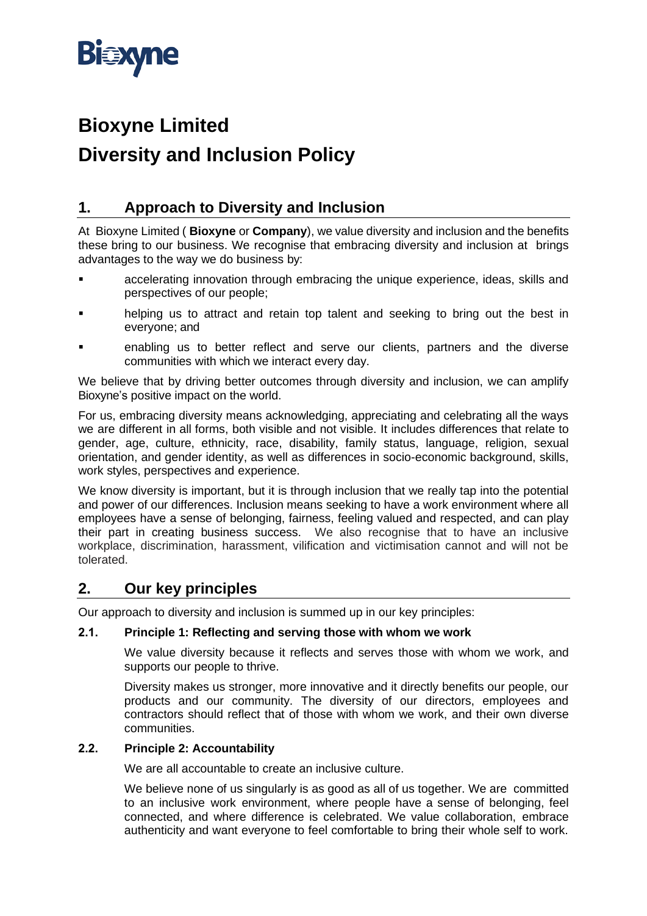# Bioxyne Limited

# Diversity and Inclusion Policy

## 1. Approach to Diversity and Inclusion

At Bioxyne Limited ( **Bioxyne** or **Company**), we value diversity and inclusion and the benefits these bring to our business. We recognise that embracing diversity and inclusion at brings advantages to the way we do business by:

- accelerating innovation through embracing the unique experience, ideas, skills and perspectives of our people;
- helping us to attract and retain top talent and seeking to bring out the best in everyone; and
- enabling us to better reflect and serve our clients, partners and the diverse communities with which we interact every day.

We believe that by driving better outcomes through diversity and inclusion, we can amplify Bioxyne's positive impact on the world.

For us, embracing diversity means acknowledging, appreciating and celebrating all the ways we are different in all forms, both visible and not visible. It includes differences that relate to gender, age, culture, ethnicity, race, disability, family status, language, religion, sexual orientation, and gender identity, as well as differences in socio-economic background, skills, work styles, perspectives and experience.

We know diversity is important, but it is through inclusion that we really tap into the potential and power of our differences. Inclusion means seeking to have a work environment where all employees have a sense of belonging, fairness, feeling valued and respected, and can play their part in creating business success. We also recognise that to have an inclusive workplace, discrimination, harassment, vilification and victimisation cannot and will not be tolerated.

## 2. Our key principles

Our approach to diversity and inclusion is summed up in our key principles:

### 2.1. Principle 1: Reflecting and serving those with whom we work

We value diversity because it reflects and serves those with whom we work, and supports our people to thrive.

Diversity makes us stronger, more innovative and it directly benefits our people, our products and our community. The diversity of our directors, employees and contractors should reflect that of those with whom we work, and their own diverse communities.

### 2.2. Principle 2: Accountability

We are all accountable to create an inclusive culture.

We believe none of us singularly is as good as all of us together. We are committed to an inclusive work environment, where people have a sense of belonging, feel connected, and where difference is celebrated. We value collaboration, embrace authenticity and want everyone to feel comfortable to bring their whole self to work.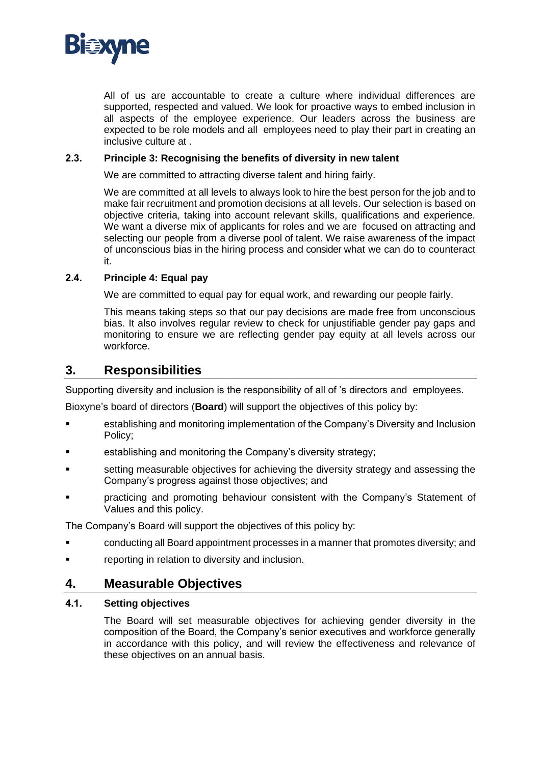All of us are accountable to create a culture where individual differences are supported, respected and valued. We look for proactive ways to embed inclusion in all aspects of the employee experience. Our leaders across the business are expected to be role models and all employees need to play their part in creating an inclusive culture at .

### 2.3. Principle 3: Recognising the benefits of diversity in new talent

We are committed to attracting diverse talent and hiring fairly.

We are committed at all levels to always look to hire the best person for the job and to make fair recruitment and promotion decisions at all levels. Our selection is based on objective criteria, taking into account relevant skills, qualifications and experience. We want a diverse mix of applicants for roles and we are focused on attracting and selecting our people from a diverse pool of talent. We raise awareness of the impact of unconscious bias in the hiring process and consider what we can do to counteract it.

### 2.4. Principle 4: Equal pay

We are committed to equal pay for equal work, and rewarding our people fairly.

This means taking steps so that our pay decisions are made free from unconscious bias. It also involves regular review to check for unjustifiable gender pay gaps and monitoring to ensure we are reflecting gender pay equity at all levels across our workforce.

## 3. Responsibilities

Supporting diversity and inclusion is the responsibility of all of 's directors and employees.

Bioxyne's board of directors (**Board**) will support the objectives of this policy by:

- establishing and monitoring implementation of the Company's Diversity and Inclusion Policy;
- establishing and monitoring the Company's diversity strategy;
- setting measurable objectives for achieving the diversity strategy and assessing the Company's progress against those objectives; and
- practicing and promoting behaviour consistent with the Company's Statement of Values and this policy.

The Company's Board will support the objectives of this policy by:

- conducting all Board appointment processes in a manner that promotes diversity; and
- reporting in relation to diversity and inclusion.

## 4. Measurable Objectives

### 4.1. Setting objectives

The Board will set measurable objectives for achieving gender diversity in the composition of the Board, the Company's senior executives and workforce generally in accordance with this policy, and will review the effectiveness and relevance of these objectives on an annual basis.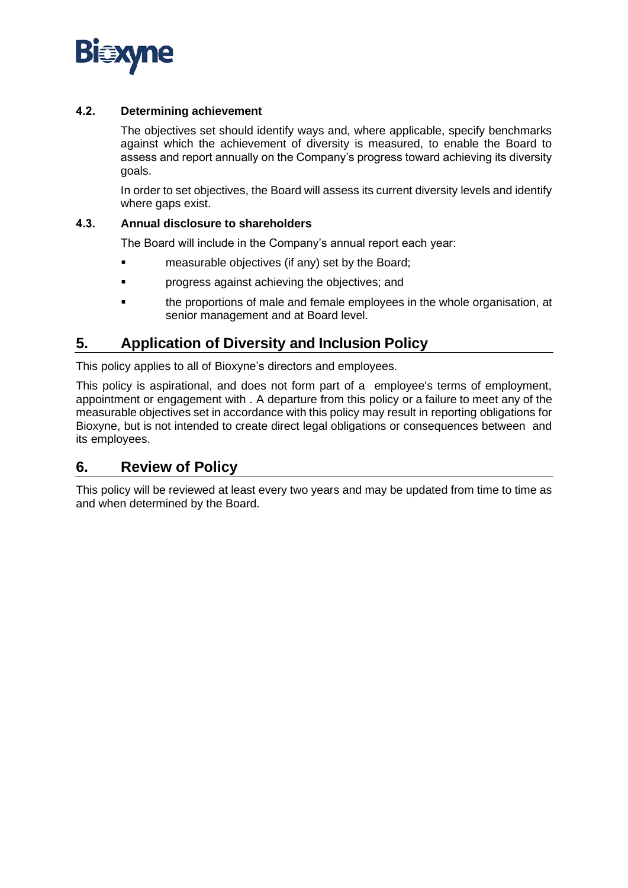### 4.2. Determining achievement

The objectives set should identify ways and, where applicable, specify benchmarks against which the achievement of diversity is measured, to enable the Board to assess and report annually on the Company's progress toward achieving its diversity goals.

In order to set objectives, the Board will assess its current diversity levels and identify where gaps exist.

### 4.3. Annual disclosure to shareholders

The Board will include in the Company's annual report each year:

- measurable objectives (if any) set by the Board;
- progress against achieving the objectives; and
- the proportions of male and female employees in the whole organisation, at senior management and at Board level.

## 5. Application of Diversity and Inclusion Policy

This policy applies to all of Bioxyne's directors and employees.

This policy is aspirational, and does not form part of a employee's terms of employment, appointment or engagement with . A departure from this policy or a failure to meet any of the measurable objectives set in accordance with this policy may result in reporting obligations for Bioxyne, but is not intended to create direct legal obligations or consequences between and its employees.

## 6. Review of Policy

This policy will be reviewed at least every two years and may be updated from time to time as and when determined by the Board.